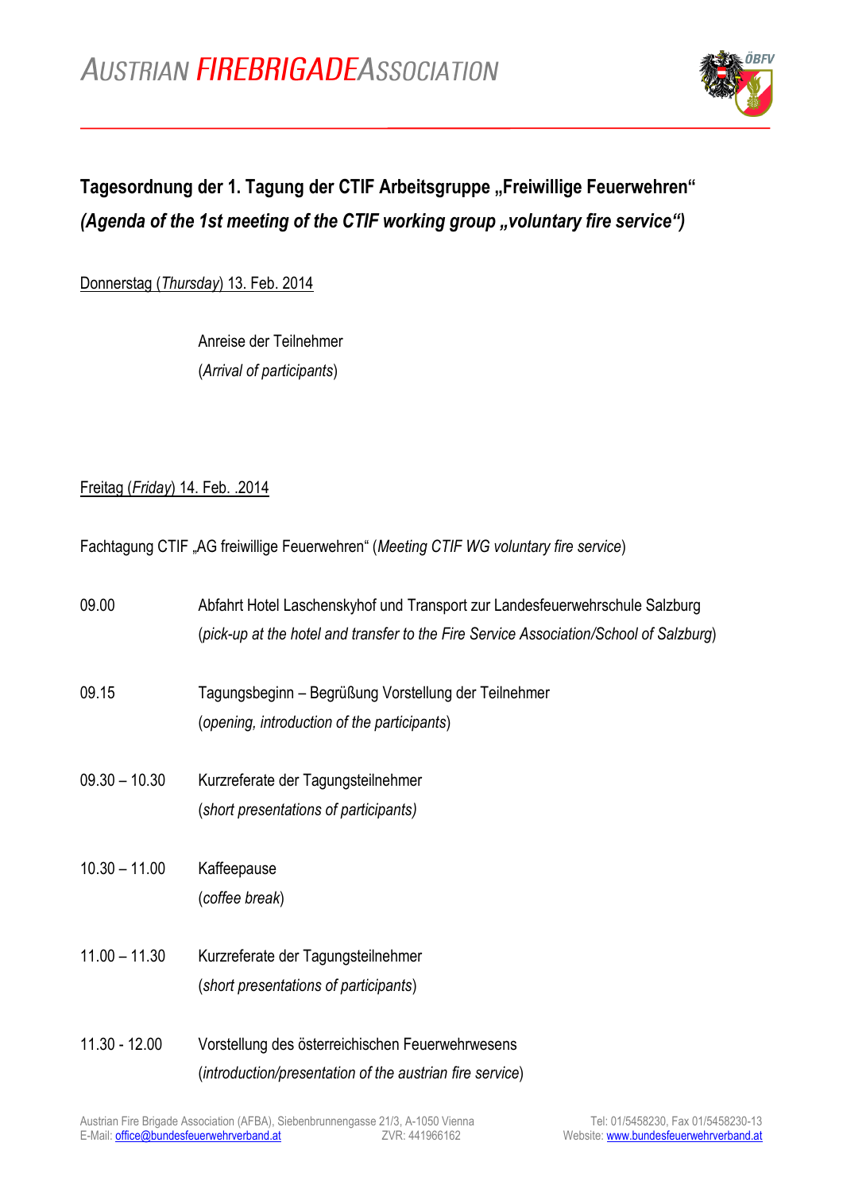# AUSTRIAN FIREBRIGADEASSOCIATION

## Tagesordnung der 1. Tagung der CTIF Arbeitsgruppe „Freiwillige Feuerwehren“
## *(Agenda of the 1st meeting of the CTIF working group „voluntary fire service“)*

Donnerstag (*Thursday*) 13. Feb. 2014

Anreise der Teilnehmer
(*Arrival of participants*)

Freitag (*Friday*) 14. Feb. .2014

Fachtagung CTIF „AG freiwillige Feuerwehren“ (*Meeting CTIF WG voluntary fire service*)

| | |
|---|---|
| 09.00 | Abfahrt Hotel Laschenskyhof und Transport zur Landesfeuerwehrschule Salzburg (*pick-up at the hotel and transfer to the Fire Service Association/School of Salzburg*) |
| 09.15 | Tagungsbeginn – Begrüßung Vorstellung der Teilnehmer (*opening, introduction of the participants*) |
| 09.30 – 10.30 | Kurzreferate der Tagungsteilnehmer (*short presentations of participants)* |
| 10.30 – 11.00 | Kaffeepause (*coffee break*) |
| 11.00 – 11.30 | Kurzreferate der Tagungsteilnehmer (*short presentations of participants*) |
| 11.30 - 12.00 | Vorstellung des österreichischen Feuerwehrwesens (*introduction/presentation of the austrian fire service*) |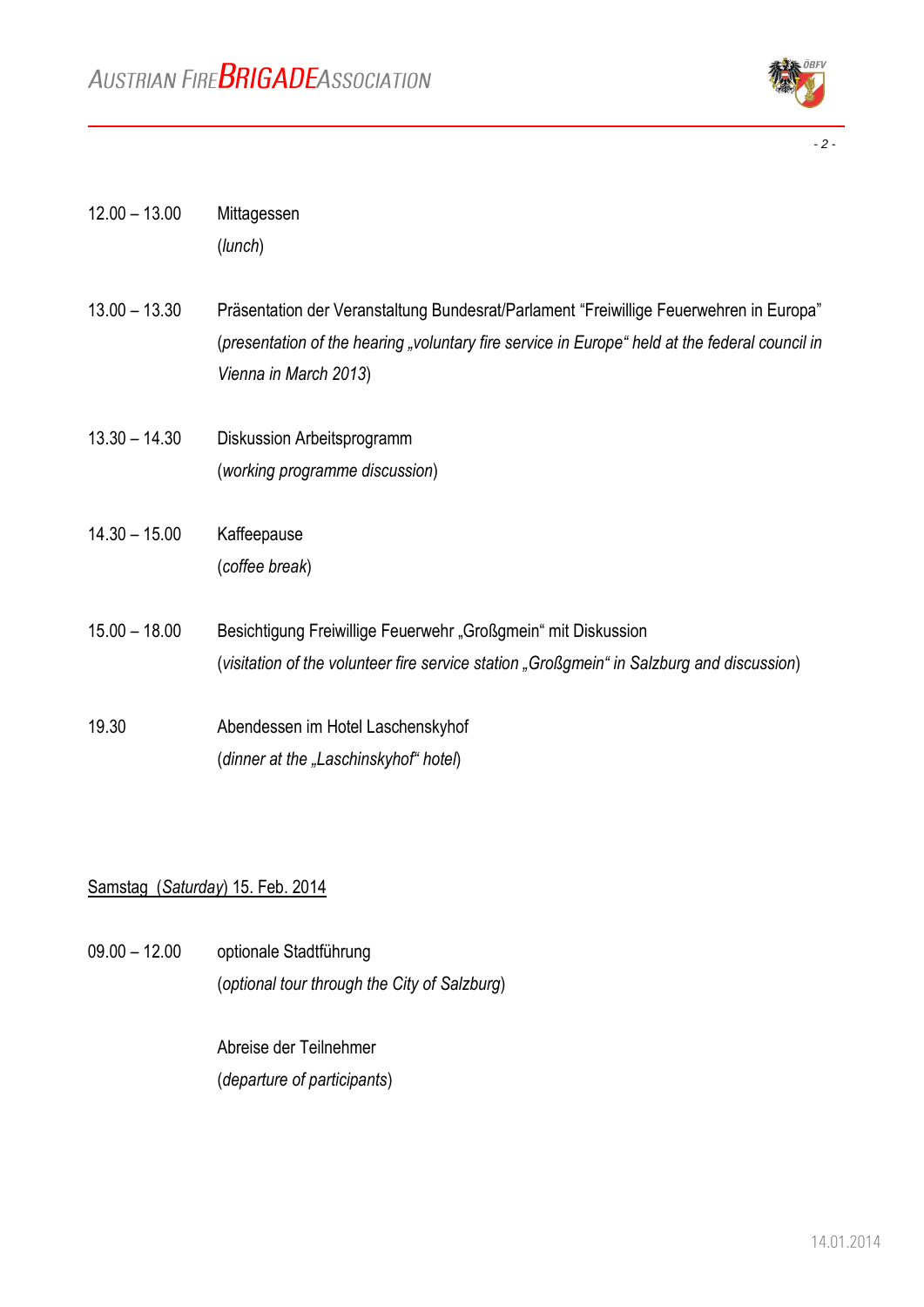12.00 – 13.00 Mittagessen
(*lunch*)

13.00 – 13.30 Präsentation der Veranstaltung Bundesrat/Parlament "Freiwillige Feuerwehren in Europa"
(*presentation of the hearing „voluntary fire service in Europe" held at the federal council in Vienna in March 2013*)

13.30 – 14.30 Diskussion Arbeitsprogramm
(*working programme discussion*)

14.30 – 15.00 Kaffeepause
(*coffee break*)

15.00 – 18.00 Besichtigung Freiwillige Feuerwehr „Großgmein" mit Diskussion
(*visitation of the volunteer fire service station „Großgmein" in Salzburg and discussion*)

19.30 Abendessen im Hotel Laschenskyhof
(*dinner at the „Laschinskyhof" hotel*)

Samstag (*Saturday*) 15. Feb. 2014

09.00 – 12.00 optionale Stadtführung
(*optional tour through the City of Salzburg*)

Abreise der Teilnehmer
(*departure of participants*)